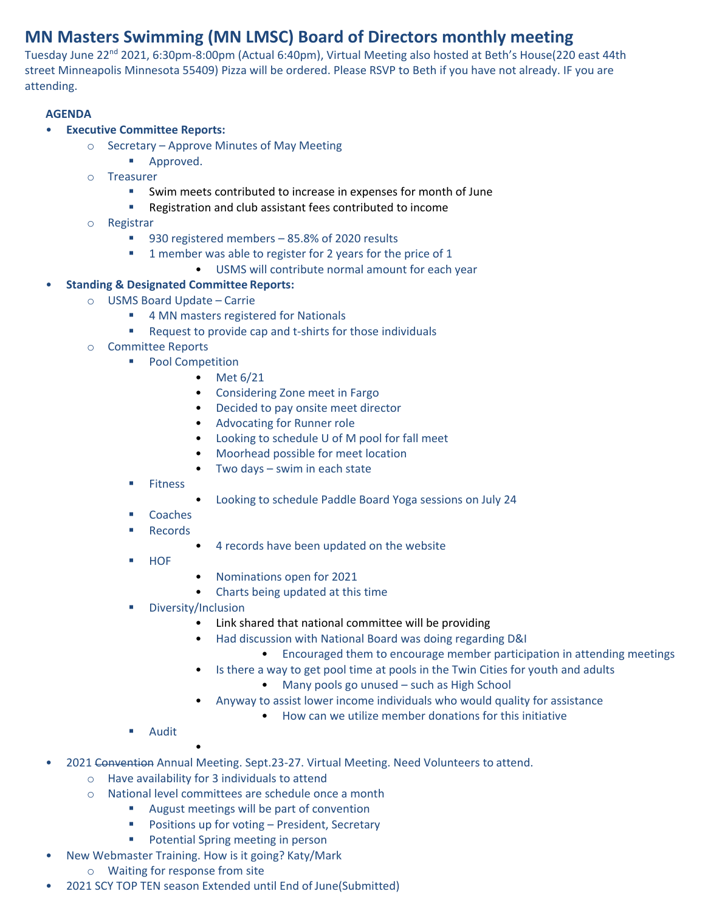# MN Masters Swimming (MN LMSC) Board of Directors monthly meeting

Tuesday June 22nd 2021, 6:30pm-8:00pm (Actual 6:40pm), Virtual Meeting also hosted at Beth's House(220 east 44th street Minneapolis Minnesota 55409) Pizza will be ordered. Please RSVP to Beth if you have not already. IF you are attending.

**AGENDA**

- **Executive Committee Reports:**
  - Secretary – Approve Minutes of May Meeting
    - Approved.
  - Treasurer
    - Swim meets contributed to increase in expenses for month of June
    - Registration and club assistant fees contributed to income
  - Registrar
    - 930 registered members – 85.8% of 2020 results
    - 1 member was able to register for 2 years for the price of 1
      - USMS will contribute normal amount for each year
- **Standing & Designated Committee Reports:**
  - USMS Board Update – Carrie
    - 4 MN masters registered for Nationals
    - Request to provide cap and t-shirts for those individuals
  - Committee Reports
    - Pool Competition
      - Met 6/21
      - Considering Zone meet in Fargo
      - Decided to pay onsite meet director
      - Advocating for Runner role
      - Looking to schedule U of M pool for fall meet
      - Moorhead possible for meet location
      - Two days – swim in each state
    - Fitness
      - Looking to schedule Paddle Board Yoga sessions on July 24
    - Coaches
    - Records
      - 4 records have been updated on the website
    - HOF
      - Nominations open for 2021
      - Charts being updated at this time
    - Diversity/Inclusion
      - Link shared that national committee will be providing
      - Had discussion with National Board was doing regarding D&I
        - Encouraged them to encourage member participation in attending meetings
      - Is there a way to get pool time at pools in the Twin Cities for youth and adults
        - Many pools go unused – such as High School
      - Anyway to assist lower income individuals who would quality for assistance
        - How can we utilize member donations for this initiative
    - Audit
      -
- 2021 ~~Convention~~ Annual Meeting. Sept.23-27. Virtual Meeting. Need Volunteers to attend.
  - Have availability for 3 individuals to attend
  - National level committees are schedule once a month
    - August meetings will be part of convention
    - Positions up for voting – President, Secretary
    - Potential Spring meeting in person
- New Webmaster Training. How is it going? Katy/Mark
  - Waiting for response from site
- 2021 SCY TOP TEN season Extended until End of June(Submitted)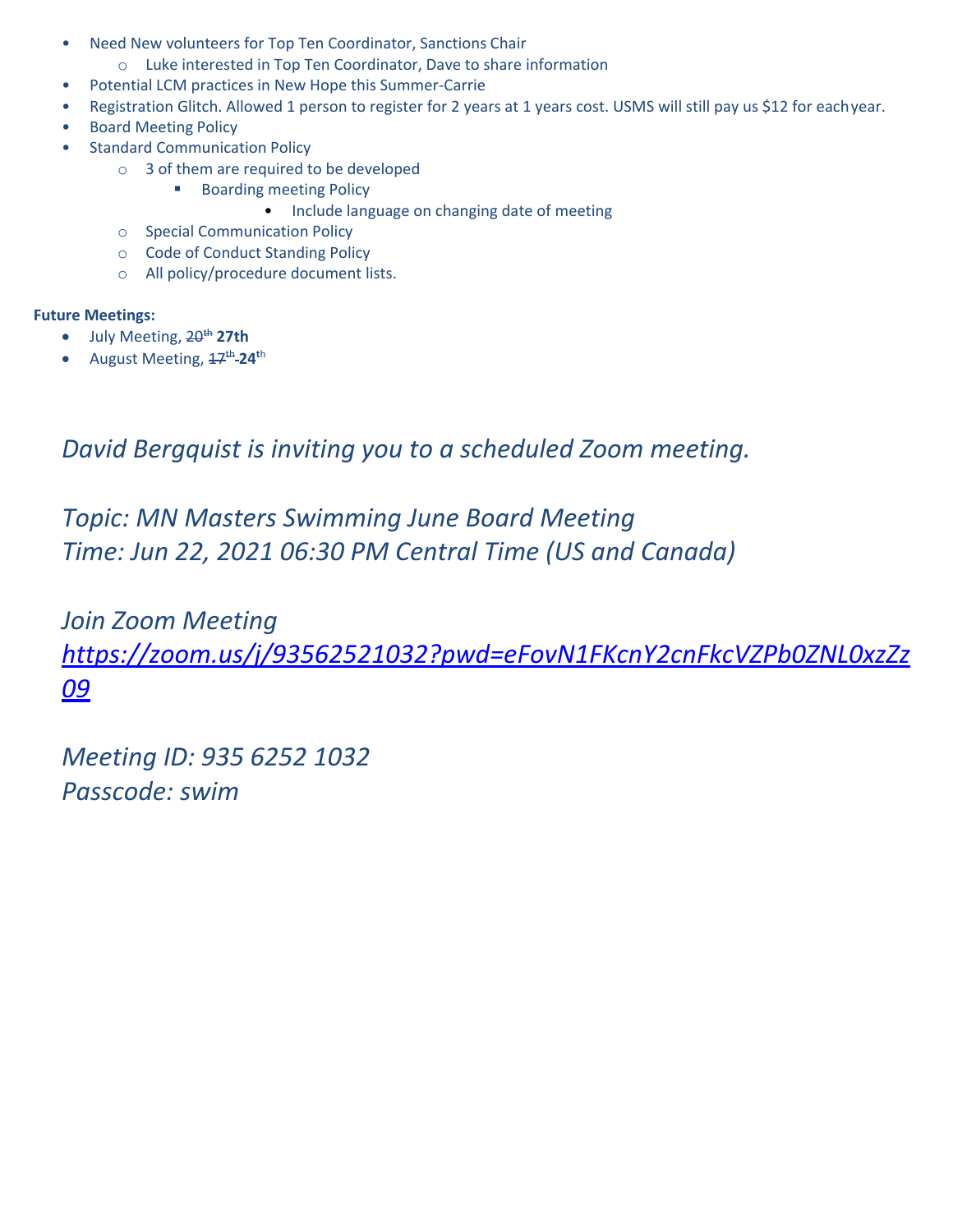- Need New volunteers for Top Ten Coordinator, Sanctions Chair
  - Luke interested in Top Ten Coordinator, Dave to share information
- Potential LCM practices in New Hope this Summer-Carrie
- Registration Glitch. Allowed 1 person to register for 2 years at 1 years cost. USMS will still pay us $12 for each year.
- Board Meeting Policy
- Standard Communication Policy
  - 3 of them are required to be developed
    - Boarding meeting Policy
      - Include language on changing date of meeting
  - Special Communication Policy
  - Code of Conduct Standing Policy
  - All policy/procedure document lists.

**Future Meetings:**

- July Meeting, ~~20th~~ **27th**
- August Meeting, ~~17th~~ **24th**

*David Bergquist is inviting you to a scheduled Zoom meeting.*

*Topic: MN Masters Swimming June Board Meeting*
*Time: Jun 22, 2021 06:30 PM Central Time (US and Canada)*

*Join Zoom Meeting*
*https://zoom.us/j/93562521032?pwd=eFovN1FKcnY2cnFkcVZPb0ZNL0xzZz09*

*Meeting ID: 935 6252 1032*
*Passcode: swim*